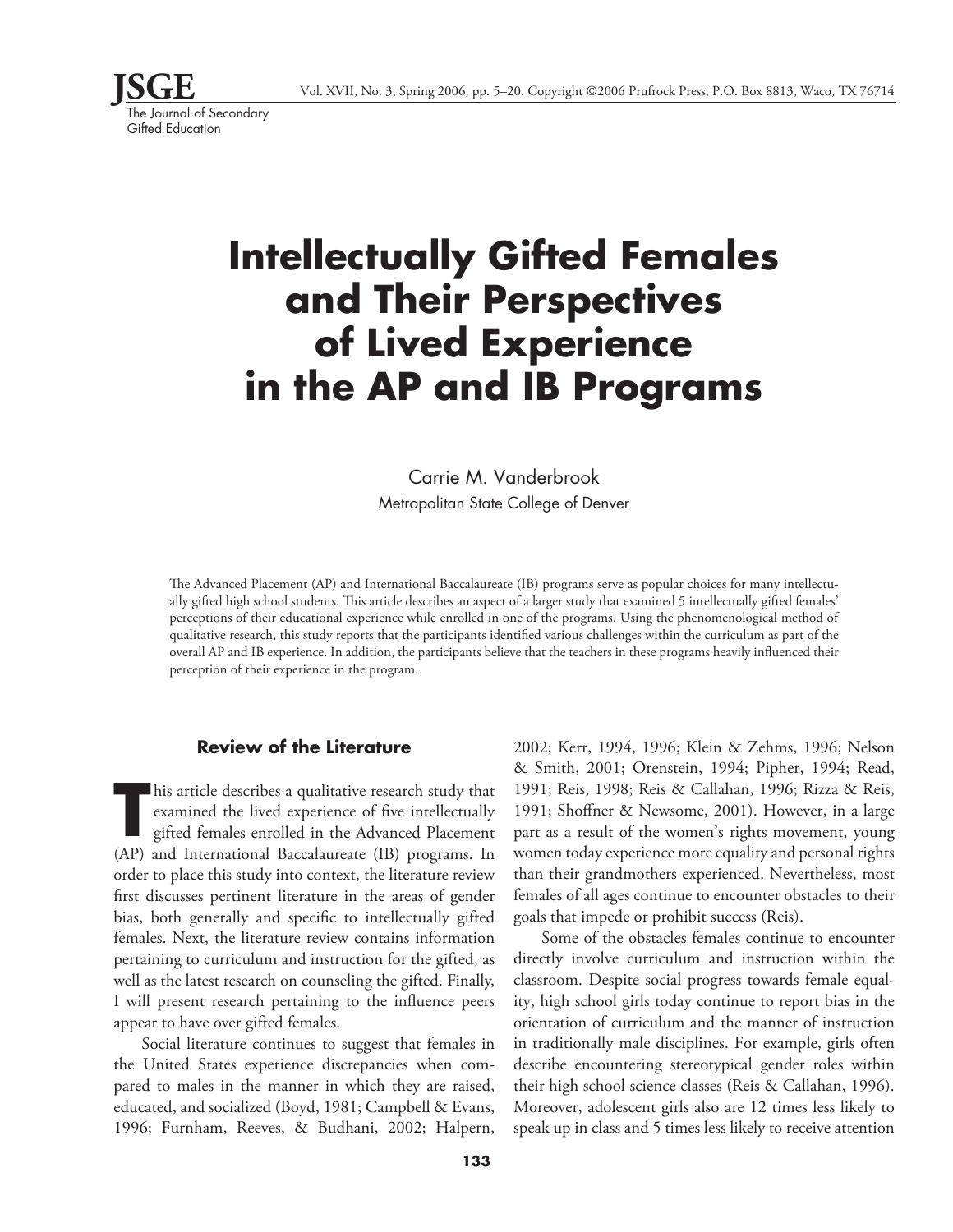# Intellectually Gifted Females and Their Perspectives of Lived Experience in the AP and IB Programs

Carrie M. Vanderbrook

Metropolitan State College of Denver

The Advanced Placement (AP) and International Baccalaureate (IB) programs serve as popular choices for many intellectually gifted high school students. This article describes an aspect of a larger study that examined 5 intellectually gifted females' perceptions of their educational experience while enrolled in one of the programs. Using the phenomenological method of qualitative research, this study reports that the participants identified various challenges within the curriculum as part of the overall AP and IB experience. In addition, the participants believe that the teachers in these programs heavily influenced their perception of their experience in the program.

## Review of the Literature

This article describes a qualitative research study that examined the lived experience of five intellectually gifted females enrolled in the Advanced Placement (AP) and International Baccalaureate (IB) programs. In order to place this study into context, the literature review first discusses pertinent literature in the areas of gender bias, both generally and specific to intellectually gifted females. Next, the literature review contains information pertaining to curriculum and instruction for the gifted, as well as the latest research on counseling the gifted. Finally, I will present research pertaining to the influence peers appear to have over gifted females.

Social literature continues to suggest that females in the United States experience discrepancies when compared to males in the manner in which they are raised, educated, and socialized (Boyd, 1981; Campbell & Evans, 1996; Furnham, Reeves, & Budhani, 2002; Halpern, 2002; Kerr, 1994, 1996; Klein & Zehms, 1996; Nelson & Smith, 2001; Orenstein, 1994; Pipher, 1994; Read, 1991; Reis, 1998; Reis & Callahan, 1996; Rizza & Reis, 1991; Shoffner & Newsome, 2001). However, in a large part as a result of the women's rights movement, young women today experience more equality and personal rights than their grandmothers experienced. Nevertheless, most females of all ages continue to encounter obstacles to their goals that impede or prohibit success (Reis).

Some of the obstacles females continue to encounter directly involve curriculum and instruction within the classroom. Despite social progress towards female equality, high school girls today continue to report bias in the orientation of curriculum and the manner of instruction in traditionally male disciplines. For example, girls often describe encountering stereotypical gender roles within their high school science classes (Reis & Callahan, 1996). Moreover, adolescent girls also are 12 times less likely to speak up in class and 5 times less likely to receive attention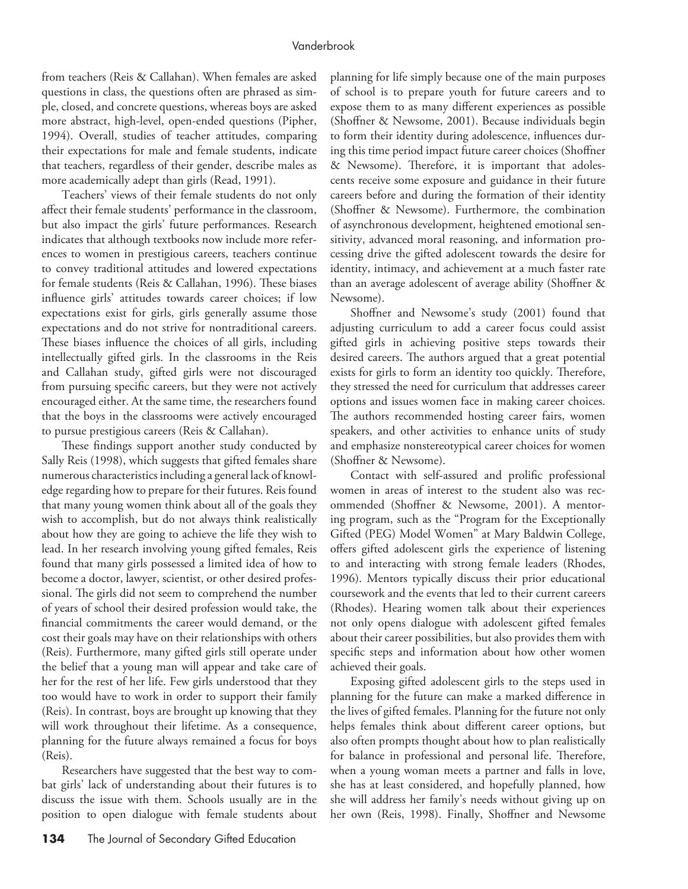from teachers (Reis & Callahan). When females are asked questions in class, the questions often are phrased as simple, closed, and concrete questions, whereas boys are asked more abstract, high-level, open-ended questions (Pipher, 1994). Overall, studies of teacher attitudes, comparing their expectations for male and female students, indicate that teachers, regardless of their gender, describe males as more academically adept than girls (Read, 1991).

Teachers' views of their female students do not only affect their female students' performance in the classroom, but also impact the girls' future performances. Research indicates that although textbooks now include more references to women in prestigious careers, teachers continue to convey traditional attitudes and lowered expectations for female students (Reis & Callahan, 1996). These biases influence girls' attitudes towards career choices; if low expectations exist for girls, girls generally assume those expectations and do not strive for nontraditional careers. These biases influence the choices of all girls, including intellectually gifted girls. In the classrooms in the Reis and Callahan study, gifted girls were not discouraged from pursuing specific careers, but they were not actively encouraged either. At the same time, the researchers found that the boys in the classrooms were actively encouraged to pursue prestigious careers (Reis & Callahan).

These findings support another study conducted by Sally Reis (1998), which suggests that gifted females share numerous characteristics including a general lack of knowledge regarding how to prepare for their futures. Reis found that many young women think about all of the goals they wish to accomplish, but do not always think realistically about how they are going to achieve the life they wish to lead. In her research involving young gifted females, Reis found that many girls possessed a limited idea of how to become a doctor, lawyer, scientist, or other desired professional. The girls did not seem to comprehend the number of years of school their desired profession would take, the financial commitments the career would demand, or the cost their goals may have on their relationships with others (Reis). Furthermore, many gifted girls still operate under the belief that a young man will appear and take care of her for the rest of her life. Few girls understood that they too would have to work in order to support their family (Reis). In contrast, boys are brought up knowing that they will work throughout their lifetime. As a consequence, planning for the future always remained a focus for boys (Reis).

Researchers have suggested that the best way to combat girls' lack of understanding about their futures is to discuss the issue with them. Schools usually are in the position to open dialogue with female students about planning for life simply because one of the main purposes of school is to prepare youth for future careers and to expose them to as many different experiences as possible (Shoffner & Newsome, 2001). Because individuals begin to form their identity during adolescence, influences during this time period impact future career choices (Shoffner & Newsome). Therefore, it is important that adolescents receive some exposure and guidance in their future careers before and during the formation of their identity (Shoffner & Newsome). Furthermore, the combination of asynchronous development, heightened emotional sensitivity, advanced moral reasoning, and information processing drive the gifted adolescent towards the desire for identity, intimacy, and achievement at a much faster rate than an average adolescent of average ability (Shoffner & Newsome).

Shoffner and Newsome's study (2001) found that adjusting curriculum to add a career focus could assist gifted girls in achieving positive steps towards their desired careers. The authors argued that a great potential exists for girls to form an identity too quickly. Therefore, they stressed the need for curriculum that addresses career options and issues women face in making career choices. The authors recommended hosting career fairs, women speakers, and other activities to enhance units of study and emphasize nonstereotypical career choices for women (Shoffner & Newsome).

Contact with self-assured and prolific professional women in areas of interest to the student also was recommended (Shoffner & Newsome, 2001). A mentoring program, such as the "Program for the Exceptionally Gifted (PEG) Model Women" at Mary Baldwin College, offers gifted adolescent girls the experience of listening to and interacting with strong female leaders (Rhodes, 1996). Mentors typically discuss their prior educational coursework and the events that led to their current careers (Rhodes). Hearing women talk about their experiences not only opens dialogue with adolescent gifted females about their career possibilities, but also provides them with specific steps and information about how other women achieved their goals.

Exposing gifted adolescent girls to the steps used in planning for the future can make a marked difference in the lives of gifted females. Planning for the future not only helps females think about different career options, but also often prompts thought about how to plan realistically for balance in professional and personal life. Therefore, when a young woman meets a partner and falls in love, she has at least considered, and hopefully planned, how she will address her family's needs without giving up on her own (Reis, 1998). Finally, Shoffner and Newsome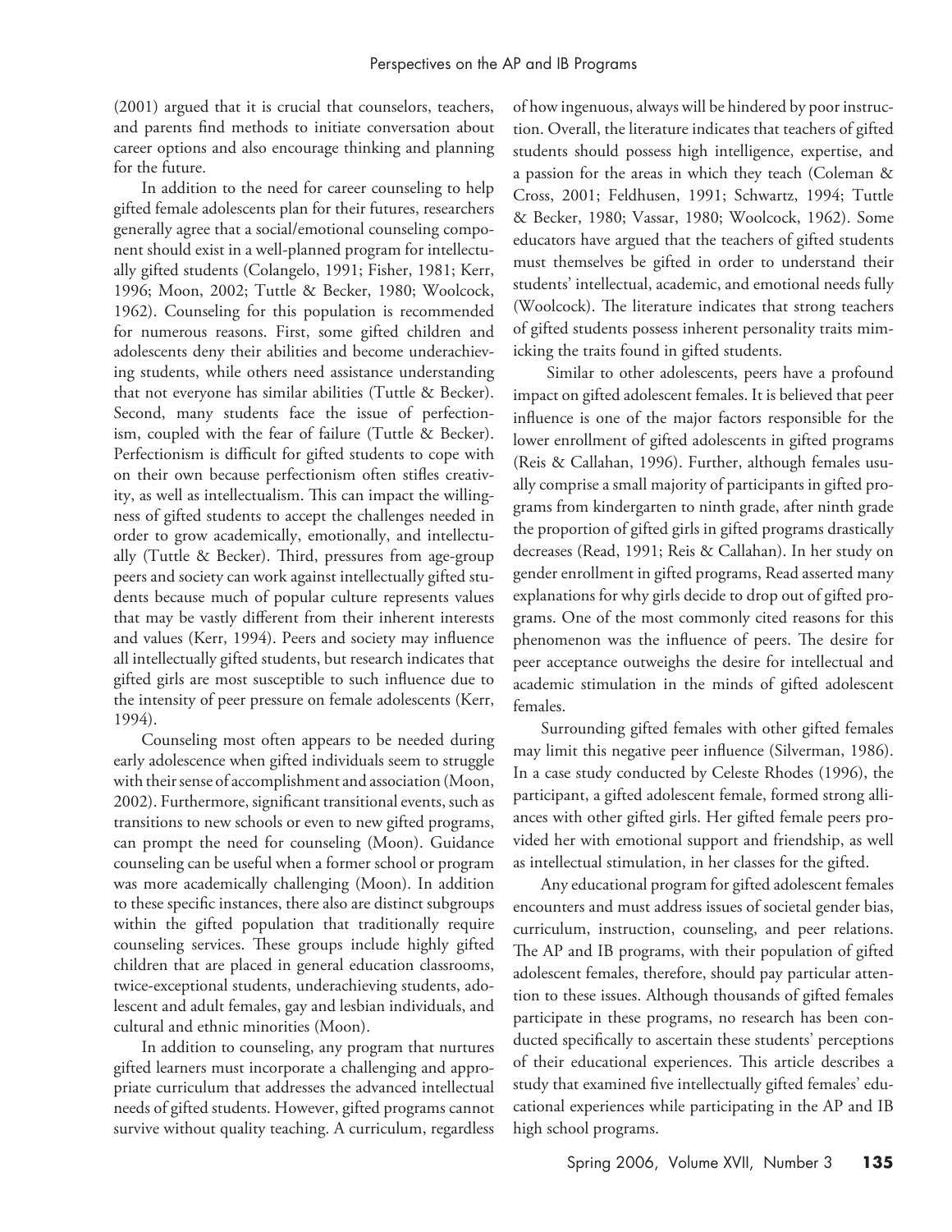(2001) argued that it is crucial that counselors, teachers, and parents find methods to initiate conversation about career options and also encourage thinking and planning for the future.

In addition to the need for career counseling to help gifted female adolescents plan for their futures, researchers generally agree that a social/emotional counseling component should exist in a well-planned program for intellectually gifted students (Colangelo, 1991; Fisher, 1981; Kerr, 1996; Moon, 2002; Tuttle & Becker, 1980; Woolcock, 1962). Counseling for this population is recommended for numerous reasons. First, some gifted children and adolescents deny their abilities and become underachieving students, while others need assistance understanding that not everyone has similar abilities (Tuttle & Becker). Second, many students face the issue of perfectionism, coupled with the fear of failure (Tuttle & Becker). Perfectionism is difficult for gifted students to cope with on their own because perfectionism often stifles creativity, as well as intellectualism. This can impact the willingness of gifted students to accept the challenges needed in order to grow academically, emotionally, and intellectually (Tuttle & Becker). Third, pressures from age-group peers and society can work against intellectually gifted students because much of popular culture represents values that may be vastly different from their inherent interests and values (Kerr, 1994). Peers and society may influence all intellectually gifted students, but research indicates that gifted girls are most susceptible to such influence due to the intensity of peer pressure on female adolescents (Kerr, 1994).

Counseling most often appears to be needed during early adolescence when gifted individuals seem to struggle with their sense of accomplishment and association (Moon, 2002). Furthermore, significant transitional events, such as transitions to new schools or even to new gifted programs, can prompt the need for counseling (Moon). Guidance counseling can be useful when a former school or program was more academically challenging (Moon). In addition to these specific instances, there also are distinct subgroups within the gifted population that traditionally require counseling services. These groups include highly gifted children that are placed in general education classrooms, twice-exceptional students, underachieving students, adolescent and adult females, gay and lesbian individuals, and cultural and ethnic minorities (Moon).

In addition to counseling, any program that nurtures gifted learners must incorporate a challenging and appropriate curriculum that addresses the advanced intellectual needs of gifted students. However, gifted programs cannot survive without quality teaching. A curriculum, regardless of how ingenuous, always will be hindered by poor instruction. Overall, the literature indicates that teachers of gifted students should possess high intelligence, expertise, and a passion for the areas in which they teach (Coleman & Cross, 2001; Feldhusen, 1991; Schwartz, 1994; Tuttle & Becker, 1980; Vassar, 1980; Woolcock, 1962). Some educators have argued that the teachers of gifted students must themselves be gifted in order to understand their students' intellectual, academic, and emotional needs fully (Woolcock). The literature indicates that strong teachers of gifted students possess inherent personality traits mimicking the traits found in gifted students.

Similar to other adolescents, peers have a profound impact on gifted adolescent females. It is believed that peer influence is one of the major factors responsible for the lower enrollment of gifted adolescents in gifted programs (Reis & Callahan, 1996). Further, although females usually comprise a small majority of participants in gifted programs from kindergarten to ninth grade, after ninth grade the proportion of gifted girls in gifted programs drastically decreases (Read, 1991; Reis & Callahan). In her study on gender enrollment in gifted programs, Read asserted many explanations for why girls decide to drop out of gifted programs. One of the most commonly cited reasons for this phenomenon was the influence of peers. The desire for peer acceptance outweighs the desire for intellectual and academic stimulation in the minds of gifted adolescent females.

Surrounding gifted females with other gifted females may limit this negative peer influence (Silverman, 1986). In a case study conducted by Celeste Rhodes (1996), the participant, a gifted adolescent female, formed strong alliances with other gifted girls. Her gifted female peers provided her with emotional support and friendship, as well as intellectual stimulation, in her classes for the gifted.

Any educational program for gifted adolescent females encounters and must address issues of societal gender bias, curriculum, instruction, counseling, and peer relations. The AP and IB programs, with their population of gifted adolescent females, therefore, should pay particular attention to these issues. Although thousands of gifted females participate in these programs, no research has been conducted specifically to ascertain these students' perceptions of their educational experiences. This article describes a study that examined five intellectually gifted females' educational experiences while participating in the AP and IB high school programs.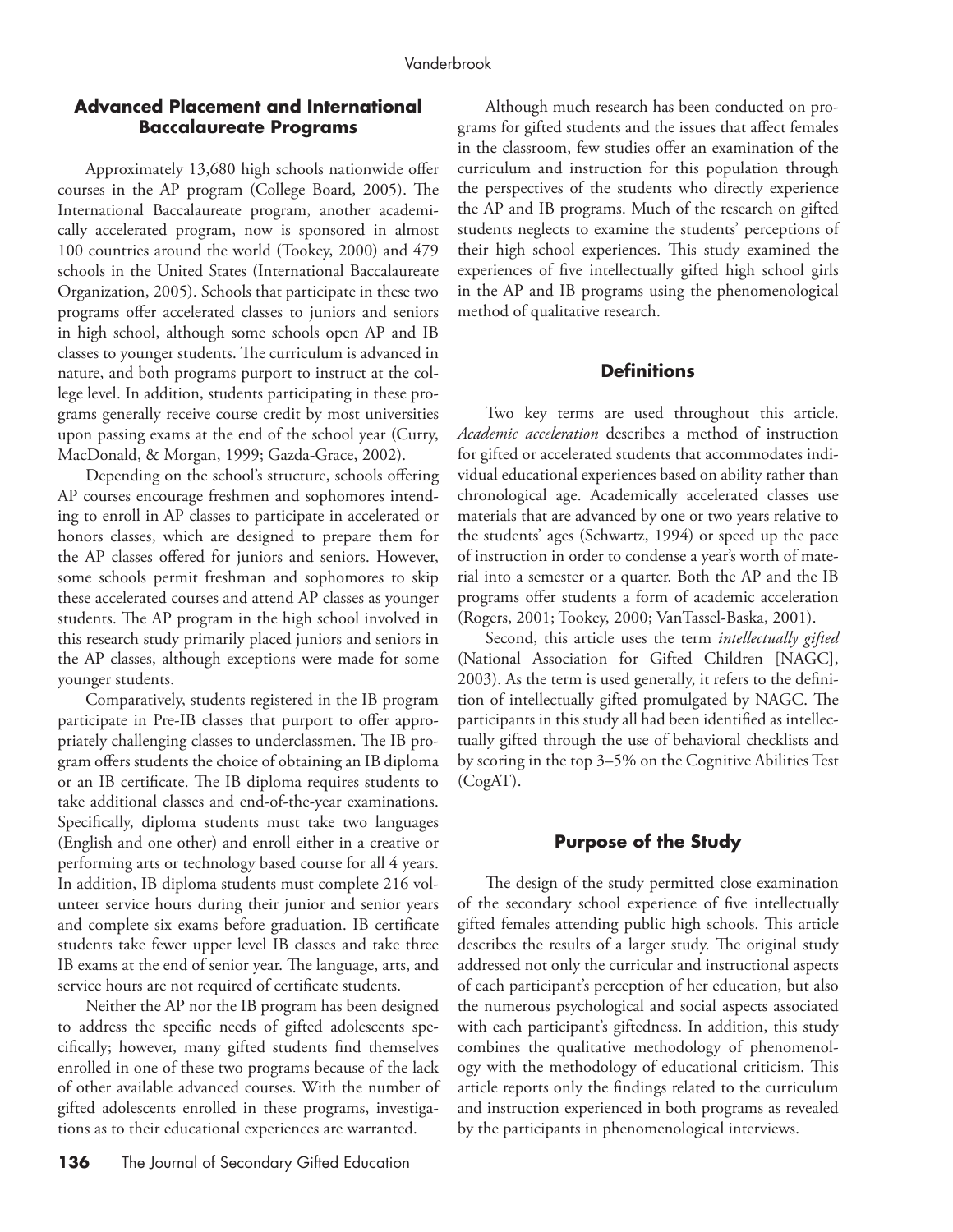## Advanced Placement and International Baccalaureate Programs

Approximately 13,680 high schools nationwide offer courses in the AP program (College Board, 2005). The International Baccalaureate program, another academically accelerated program, now is sponsored in almost 100 countries around the world (Tookey, 2000) and 479 schools in the United States (International Baccalaureate Organization, 2005). Schools that participate in these two programs offer accelerated classes to juniors and seniors in high school, although some schools open AP and IB classes to younger students. The curriculum is advanced in nature, and both programs purport to instruct at the college level. In addition, students participating in these programs generally receive course credit by most universities upon passing exams at the end of the school year (Curry, MacDonald, & Morgan, 1999; Gazda-Grace, 2002).

Depending on the school's structure, schools offering AP courses encourage freshmen and sophomores intending to enroll in AP classes to participate in accelerated or honors classes, which are designed to prepare them for the AP classes offered for juniors and seniors. However, some schools permit freshman and sophomores to skip these accelerated courses and attend AP classes as younger students. The AP program in the high school involved in this research study primarily placed juniors and seniors in the AP classes, although exceptions were made for some younger students.

Comparatively, students registered in the IB program participate in Pre-IB classes that purport to offer appropriately challenging classes to underclassmen. The IB program offers students the choice of obtaining an IB diploma or an IB certificate. The IB diploma requires students to take additional classes and end-of-the-year examinations. Specifically, diploma students must take two languages (English and one other) and enroll either in a creative or performing arts or technology based course for all 4 years. In addition, IB diploma students must complete 216 volunteer service hours during their junior and senior years and complete six exams before graduation. IB certificate students take fewer upper level IB classes and take three IB exams at the end of senior year. The language, arts, and service hours are not required of certificate students.

Neither the AP nor the IB program has been designed to address the specific needs of gifted adolescents specifically; however, many gifted students find themselves enrolled in one of these two programs because of the lack of other available advanced courses. With the number of gifted adolescents enrolled in these programs, investigations as to their educational experiences are warranted.

Although much research has been conducted on programs for gifted students and the issues that affect females in the classroom, few studies offer an examination of the curriculum and instruction for this population through the perspectives of the students who directly experience the AP and IB programs. Much of the research on gifted students neglects to examine the students' perceptions of their high school experiences. This study examined the experiences of five intellectually gifted high school girls in the AP and IB programs using the phenomenological method of qualitative research.

## Definitions

Two key terms are used throughout this article. *Academic acceleration* describes a method of instruction for gifted or accelerated students that accommodates individual educational experiences based on ability rather than chronological age. Academically accelerated classes use materials that are advanced by one or two years relative to the students' ages (Schwartz, 1994) or speed up the pace of instruction in order to condense a year's worth of material into a semester or a quarter. Both the AP and the IB programs offer students a form of academic acceleration (Rogers, 2001; Tookey, 2000; VanTassel-Baska, 2001).

Second, this article uses the term *intellectually gifted* (National Association for Gifted Children [NAGC], 2003). As the term is used generally, it refers to the definition of intellectually gifted promulgated by NAGC. The participants in this study all had been identified as intellectually gifted through the use of behavioral checklists and by scoring in the top 3–5% on the Cognitive Abilities Test (CogAT).

## Purpose of the Study

The design of the study permitted close examination of the secondary school experience of five intellectually gifted females attending public high schools. This article describes the results of a larger study. The original study addressed not only the curricular and instructional aspects of each participant's perception of her education, but also the numerous psychological and social aspects associated with each participant's giftedness. In addition, this study combines the qualitative methodology of phenomenology with the methodology of educational criticism. This article reports only the findings related to the curriculum and instruction experienced in both programs as revealed by the participants in phenomenological interviews.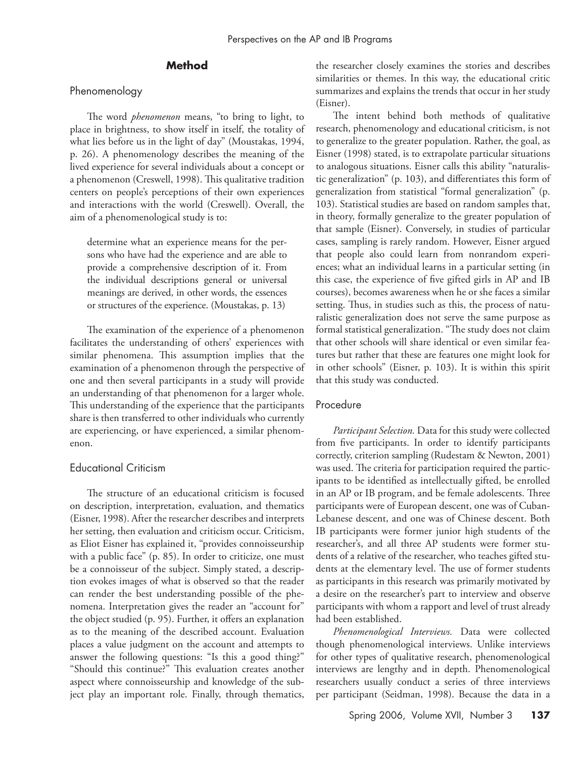## Method

### Phenomenology

The word *phenomenon* means, "to bring to light, to place in brightness, to show itself in itself, the totality of what lies before us in the light of day" (Moustakas, 1994, p. 26). A phenomenology describes the meaning of the lived experience for several individuals about a concept or a phenomenon (Creswell, 1998). This qualitative tradition centers on people's perceptions of their own experiences and interactions with the world (Creswell). Overall, the aim of a phenomenological study is to:

> determine what an experience means for the persons who have had the experience and are able to provide a comprehensive description of it. From the individual descriptions general or universal meanings are derived, in other words, the essences or structures of the experience. (Moustakas, p. 13)

The examination of the experience of a phenomenon facilitates the understanding of others' experiences with similar phenomena. This assumption implies that the examination of a phenomenon through the perspective of one and then several participants in a study will provide an understanding of that phenomenon for a larger whole. This understanding of the experience that the participants share is then transferred to other individuals who currently are experiencing, or have experienced, a similar phenomenon.

### Educational Criticism

The structure of an educational criticism is focused on description, interpretation, evaluation, and thematics (Eisner, 1998). After the researcher describes and interprets her setting, then evaluation and criticism occur. Criticism, as Eliot Eisner has explained it, "provides connoisseurship with a public face" (p. 85). In order to criticize, one must be a connoisseur of the subject. Simply stated, a description evokes images of what is observed so that the reader can render the best understanding possible of the phenomena. Interpretation gives the reader an "account for" the object studied (p. 95). Further, it offers an explanation as to the meaning of the described account. Evaluation places a value judgment on the account and attempts to answer the following questions: "Is this a good thing?" "Should this continue?" This evaluation creates another aspect where connoisseurship and knowledge of the subject play an important role. Finally, through thematics, the researcher closely examines the stories and describes similarities or themes. In this way, the educational critic summarizes and explains the trends that occur in her study (Eisner).

The intent behind both methods of qualitative research, phenomenology and educational criticism, is not to generalize to the greater population. Rather, the goal, as Eisner (1998) stated, is to extrapolate particular situations to analogous situations. Eisner calls this ability "naturalistic generalization" (p. 103), and differentiates this form of generalization from statistical "formal generalization" (p. 103). Statistical studies are based on random samples that, in theory, formally generalize to the greater population of that sample (Eisner). Conversely, in studies of particular cases, sampling is rarely random. However, Eisner argued that people also could learn from nonrandom experiences; what an individual learns in a particular setting (in this case, the experience of five gifted girls in AP and IB courses), becomes awareness when he or she faces a similar setting. Thus, in studies such as this, the process of naturalistic generalization does not serve the same purpose as formal statistical generalization. "The study does not claim that other schools will share identical or even similar features but rather that these are features one might look for in other schools" (Eisner, p. 103). It is within this spirit that this study was conducted.

### Procedure

*Participant Selection.* Data for this study were collected from five participants. In order to identify participants correctly, criterion sampling (Rudestam & Newton, 2001) was used. The criteria for participation required the participants to be identified as intellectually gifted, be enrolled in an AP or IB program, and be female adolescents. Three participants were of European descent, one was of Cuban-Lebanese descent, and one was of Chinese descent. Both IB participants were former junior high students of the researcher's, and all three AP students were former students of a relative of the researcher, who teaches gifted students at the elementary level. The use of former students as participants in this research was primarily motivated by a desire on the researcher's part to interview and observe participants with whom a rapport and level of trust already had been established.

*Phenomenological Interviews.* Data were collected though phenomenological interviews. Unlike interviews for other types of qualitative research, phenomenological interviews are lengthy and in depth. Phenomenological researchers usually conduct a series of three interviews per participant (Seidman, 1998). Because the data in a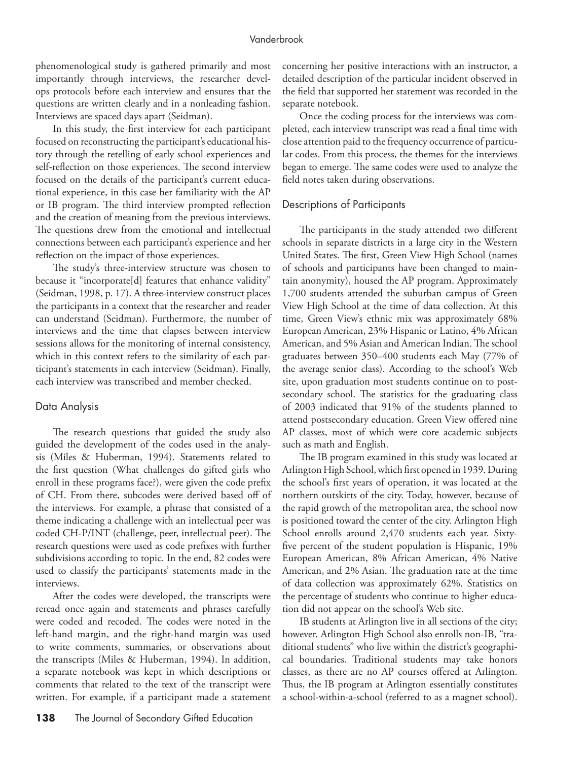phenomenological study is gathered primarily and most importantly through interviews, the researcher develops protocols before each interview and ensures that the questions are written clearly and in a nonleading fashion. Interviews are spaced days apart (Seidman).

In this study, the first interview for each participant focused on reconstructing the participant's educational history through the retelling of early school experiences and self-reflection on those experiences. The second interview focused on the details of the participant's current educational experience, in this case her familiarity with the AP or IB program. The third interview prompted reflection and the creation of meaning from the previous interviews. The questions drew from the emotional and intellectual connections between each participant's experience and her reflection on the impact of those experiences.

The study's three-interview structure was chosen to because it "incorporate[d] features that enhance validity" (Seidman, 1998, p. 17). A three-interview construct places the participants in a context that the researcher and reader can understand (Seidman). Furthermore, the number of interviews and the time that elapses between interview sessions allows for the monitoring of internal consistency, which in this context refers to the similarity of each participant's statements in each interview (Seidman). Finally, each interview was transcribed and member checked.

## Data Analysis

The research questions that guided the study also guided the development of the codes used in the analysis (Miles & Huberman, 1994). Statements related to the first question (What challenges do gifted girls who enroll in these programs face?), were given the code prefix of CH. From there, subcodes were derived based off of the interviews. For example, a phrase that consisted of a theme indicating a challenge with an intellectual peer was coded CH-P/INT (challenge, peer, intellectual peer). The research questions were used as code prefixes with further subdivisions according to topic. In the end, 82 codes were used to classify the participants' statements made in the interviews.

After the codes were developed, the transcripts were reread once again and statements and phrases carefully were coded and recoded. The codes were noted in the left-hand margin, and the right-hand margin was used to write comments, summaries, or observations about the transcripts (Miles & Huberman, 1994). In addition, a separate notebook was kept in which descriptions or comments that related to the text of the transcript were written. For example, if a participant made a statement concerning her positive interactions with an instructor, a detailed description of the particular incident observed in the field that supported her statement was recorded in the separate notebook.

Once the coding process for the interviews was completed, each interview transcript was read a final time with close attention paid to the frequency occurrence of particular codes. From this process, the themes for the interviews began to emerge. The same codes were used to analyze the field notes taken during observations.

## Descriptions of Participants

The participants in the study attended two different schools in separate districts in a large city in the Western United States. The first, Green View High School (names of schools and participants have been changed to maintain anonymity), housed the AP program. Approximately 1,700 students attended the suburban campus of Green View High School at the time of data collection. At this time, Green View's ethnic mix was approximately 68% European American, 23% Hispanic or Latino, 4% African American, and 5% Asian and American Indian. The school graduates between 350–400 students each May (77% of the average senior class). According to the school's Web site, upon graduation most students continue on to postsecondary school. The statistics for the graduating class of 2003 indicated that 91% of the students planned to attend postsecondary education. Green View offered nine AP classes, most of which were core academic subjects such as math and English.

The IB program examined in this study was located at Arlington High School, which first opened in 1939. During the school's first years of operation, it was located at the northern outskirts of the city. Today, however, because of the rapid growth of the metropolitan area, the school now is positioned toward the center of the city. Arlington High School enrolls around 2,470 students each year. Sixty-five percent of the student population is Hispanic, 19% European American, 8% African American, 4% Native American, and 2% Asian. The graduation rate at the time of data collection was approximately 62%. Statistics on the percentage of students who continue to higher education did not appear on the school's Web site.

IB students at Arlington live in all sections of the city; however, Arlington High School also enrolls non-IB, "traditional students" who live within the district's geographical boundaries. Traditional students may take honors classes, as there are no AP courses offered at Arlington. Thus, the IB program at Arlington essentially constitutes a school-within-a-school (referred to as a magnet school).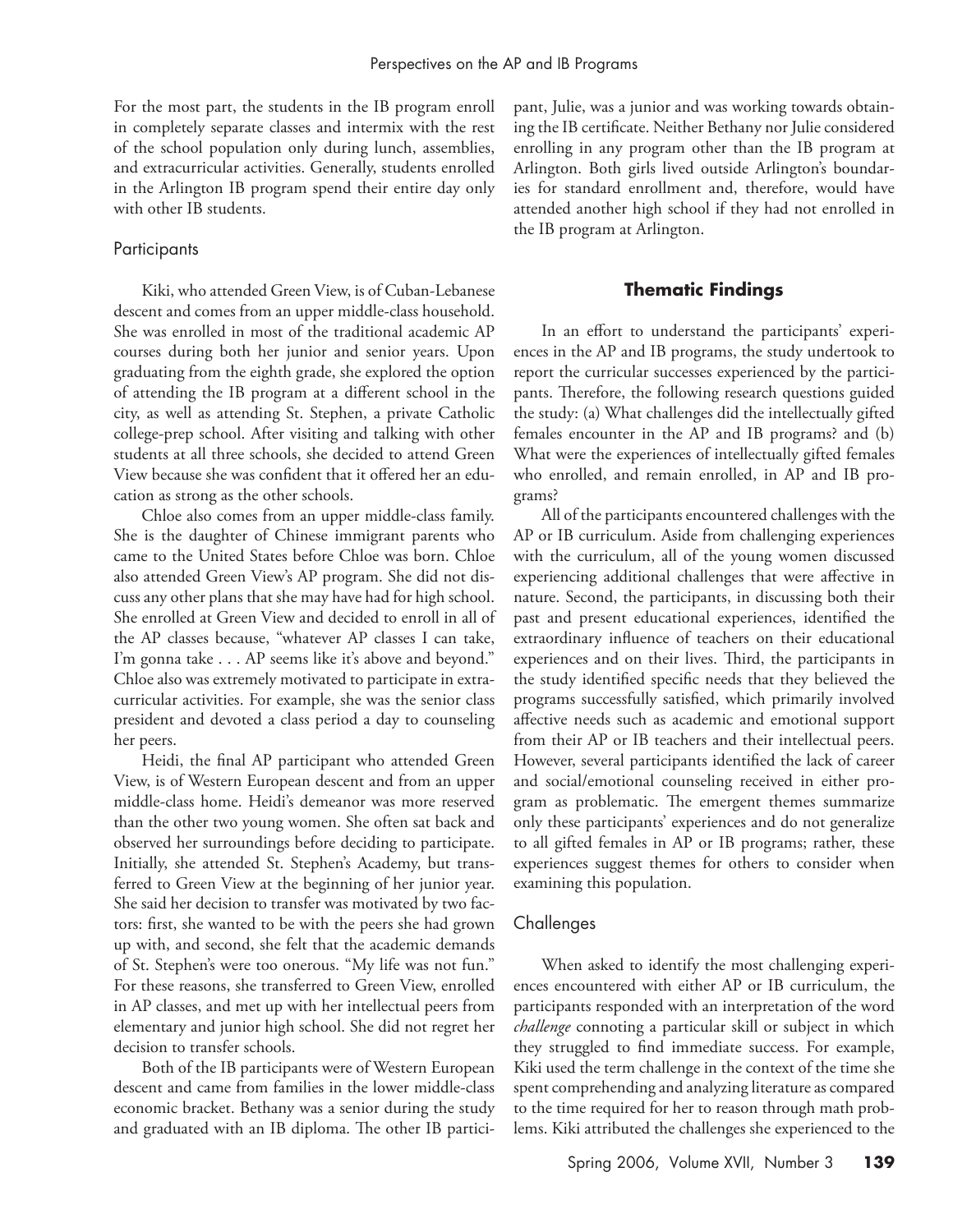For the most part, the students in the IB program enroll in completely separate classes and intermix with the rest of the school population only during lunch, assemblies, and extracurricular activities. Generally, students enrolled in the Arlington IB program spend their entire day only with other IB students.

### Participants

Kiki, who attended Green View, is of Cuban-Lebanese descent and comes from an upper middle-class household. She was enrolled in most of the traditional academic AP courses during both her junior and senior years. Upon graduating from the eighth grade, she explored the option of attending the IB program at a different school in the city, as well as attending St. Stephen, a private Catholic college-prep school. After visiting and talking with other students at all three schools, she decided to attend Green View because she was confident that it offered her an education as strong as the other schools.

Chloe also comes from an upper middle-class family. She is the daughter of Chinese immigrant parents who came to the United States before Chloe was born. Chloe also attended Green View's AP program. She did not discuss any other plans that she may have had for high school. She enrolled at Green View and decided to enroll in all of the AP classes because, "whatever AP classes I can take, I'm gonna take . . . AP seems like it's above and beyond." Chloe also was extremely motivated to participate in extracurricular activities. For example, she was the senior class president and devoted a class period a day to counseling her peers.

Heidi, the final AP participant who attended Green View, is of Western European descent and from an upper middle-class home. Heidi's demeanor was more reserved than the other two young women. She often sat back and observed her surroundings before deciding to participate. Initially, she attended St. Stephen's Academy, but transferred to Green View at the beginning of her junior year. She said her decision to transfer was motivated by two factors: first, she wanted to be with the peers she had grown up with, and second, she felt that the academic demands of St. Stephen's were too onerous. "My life was not fun." For these reasons, she transferred to Green View, enrolled in AP classes, and met up with her intellectual peers from elementary and junior high school. She did not regret her decision to transfer schools.

Both of the IB participants were of Western European descent and came from families in the lower middle-class economic bracket. Bethany was a senior during the study and graduated with an IB diploma. The other IB participant, Julie, was a junior and was working towards obtaining the IB certificate. Neither Bethany nor Julie considered enrolling in any program other than the IB program at Arlington. Both girls lived outside Arlington's boundaries for standard enrollment and, therefore, would have attended another high school if they had not enrolled in the IB program at Arlington.

## Thematic Findings

In an effort to understand the participants' experiences in the AP and IB programs, the study undertook to report the curricular successes experienced by the participants. Therefore, the following research questions guided the study: (a) What challenges did the intellectually gifted females encounter in the AP and IB programs? and (b) What were the experiences of intellectually gifted females who enrolled, and remain enrolled, in AP and IB programs?

All of the participants encountered challenges with the AP or IB curriculum. Aside from challenging experiences with the curriculum, all of the young women discussed experiencing additional challenges that were affective in nature. Second, the participants, in discussing both their past and present educational experiences, identified the extraordinary influence of teachers on their educational experiences and on their lives. Third, the participants in the study identified specific needs that they believed the programs successfully satisfied, which primarily involved affective needs such as academic and emotional support from their AP or IB teachers and their intellectual peers. However, several participants identified the lack of career and social/emotional counseling received in either program as problematic. The emergent themes summarize only these participants' experiences and do not generalize to all gifted females in AP or IB programs; rather, these experiences suggest themes for others to consider when examining this population.

### Challenges

When asked to identify the most challenging experiences encountered with either AP or IB curriculum, the participants responded with an interpretation of the word *challenge* connoting a particular skill or subject in which they struggled to find immediate success. For example, Kiki used the term challenge in the context of the time she spent comprehending and analyzing literature as compared to the time required for her to reason through math problems. Kiki attributed the challenges she experienced to the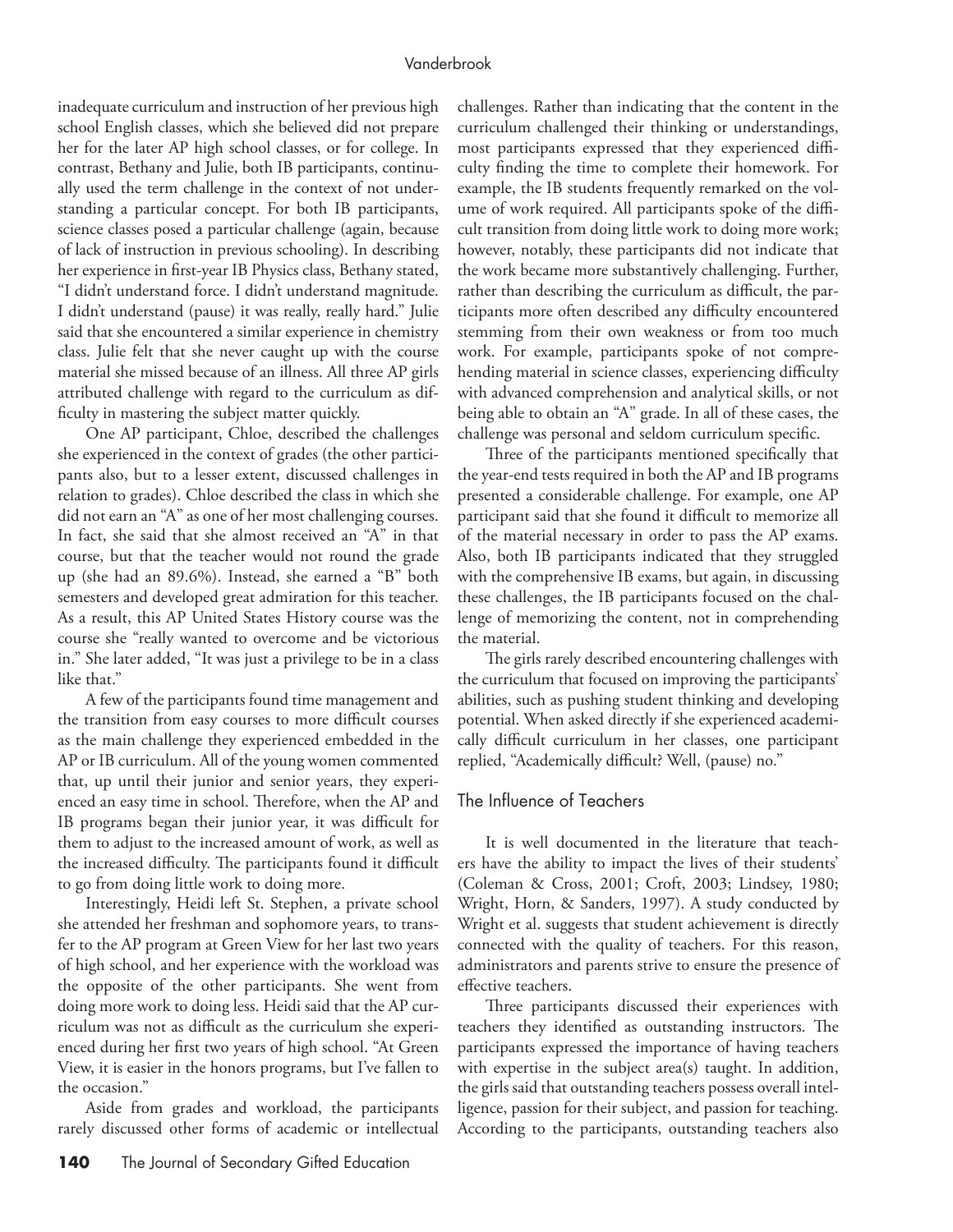inadequate curriculum and instruction of her previous high school English classes, which she believed did not prepare her for the later AP high school classes, or for college. In contrast, Bethany and Julie, both IB participants, continually used the term challenge in the context of not understanding a particular concept. For both IB participants, science classes posed a particular challenge (again, because of lack of instruction in previous schooling). In describing her experience in first-year IB Physics class, Bethany stated, "I didn't understand force. I didn't understand magnitude. I didn't understand (pause) it was really, really hard." Julie said that she encountered a similar experience in chemistry class. Julie felt that she never caught up with the course material she missed because of an illness. All three AP girls attributed challenge with regard to the curriculum as difficulty in mastering the subject matter quickly.

One AP participant, Chloe, described the challenges she experienced in the context of grades (the other participants also, but to a lesser extent, discussed challenges in relation to grades). Chloe described the class in which she did not earn an "A" as one of her most challenging courses. In fact, she said that she almost received an "A" in that course, but that the teacher would not round the grade up (she had an 89.6%). Instead, she earned a "B" both semesters and developed great admiration for this teacher. As a result, this AP United States History course was the course she "really wanted to overcome and be victorious in." She later added, "It was just a privilege to be in a class like that."

A few of the participants found time management and the transition from easy courses to more difficult courses as the main challenge they experienced embedded in the AP or IB curriculum. All of the young women commented that, up until their junior and senior years, they experienced an easy time in school. Therefore, when the AP and IB programs began their junior year, it was difficult for them to adjust to the increased amount of work, as well as the increased difficulty. The participants found it difficult to go from doing little work to doing more.

Interestingly, Heidi left St. Stephen, a private school she attended her freshman and sophomore years, to transfer to the AP program at Green View for her last two years of high school, and her experience with the workload was the opposite of the other participants. She went from doing more work to doing less. Heidi said that the AP curriculum was not as difficult as the curriculum she experienced during her first two years of high school. "At Green View, it is easier in the honors programs, but I've fallen to the occasion."

Aside from grades and workload, the participants rarely discussed other forms of academic or intellectual challenges. Rather than indicating that the content in the curriculum challenged their thinking or understandings, most participants expressed that they experienced difficulty finding the time to complete their homework. For example, the IB students frequently remarked on the volume of work required. All participants spoke of the difficult transition from doing little work to doing more work; however, notably, these participants did not indicate that the work became more substantively challenging. Further, rather than describing the curriculum as difficult, the participants more often described any difficulty encountered stemming from their own weakness or from too much work. For example, participants spoke of not comprehending material in science classes, experiencing difficulty with advanced comprehension and analytical skills, or not being able to obtain an "A" grade. In all of these cases, the challenge was personal and seldom curriculum specific.

Three of the participants mentioned specifically that the year-end tests required in both the AP and IB programs presented a considerable challenge. For example, one AP participant said that she found it difficult to memorize all of the material necessary in order to pass the AP exams. Also, both IB participants indicated that they struggled with the comprehensive IB exams, but again, in discussing these challenges, the IB participants focused on the challenge of memorizing the content, not in comprehending the material.

The girls rarely described encountering challenges with the curriculum that focused on improving the participants' abilities, such as pushing student thinking and developing potential. When asked directly if she experienced academically difficult curriculum in her classes, one participant replied, "Academically difficult? Well, (pause) no."

## The Influence of Teachers

It is well documented in the literature that teachers have the ability to impact the lives of their students' (Coleman & Cross, 2001; Croft, 2003; Lindsey, 1980; Wright, Horn, & Sanders, 1997). A study conducted by Wright et al. suggests that student achievement is directly connected with the quality of teachers. For this reason, administrators and parents strive to ensure the presence of effective teachers.

Three participants discussed their experiences with teachers they identified as outstanding instructors. The participants expressed the importance of having teachers with expertise in the subject area(s) taught. In addition, the girls said that outstanding teachers possess overall intelligence, passion for their subject, and passion for teaching. According to the participants, outstanding teachers also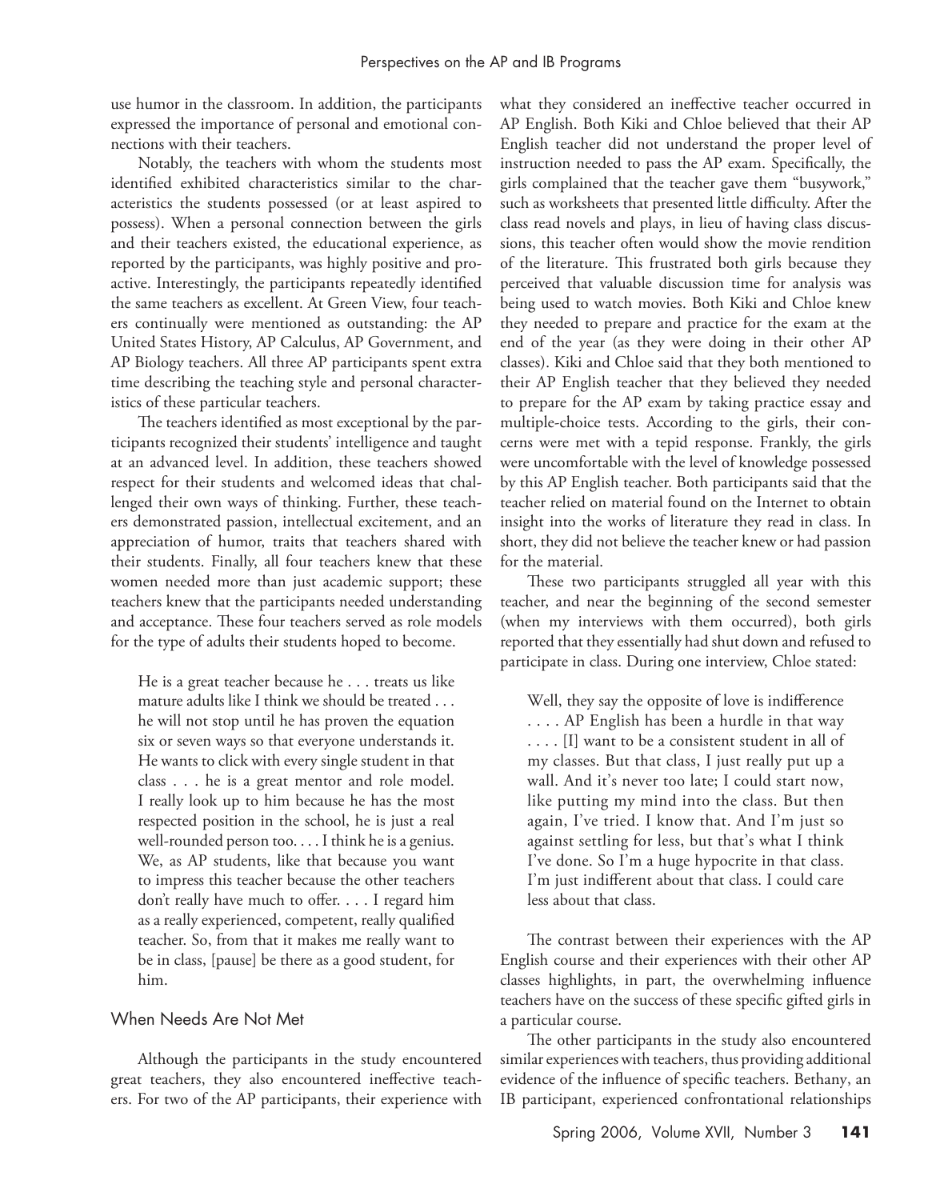use humor in the classroom. In addition, the participants expressed the importance of personal and emotional connections with their teachers.

Notably, the teachers with whom the students most identified exhibited characteristics similar to the characteristics the students possessed (or at least aspired to possess). When a personal connection between the girls and their teachers existed, the educational experience, as reported by the participants, was highly positive and proactive. Interestingly, the participants repeatedly identified the same teachers as excellent. At Green View, four teachers continually were mentioned as outstanding: the AP United States History, AP Calculus, AP Government, and AP Biology teachers. All three AP participants spent extra time describing the teaching style and personal characteristics of these particular teachers.

The teachers identified as most exceptional by the participants recognized their students' intelligence and taught at an advanced level. In addition, these teachers showed respect for their students and welcomed ideas that challenged their own ways of thinking. Further, these teachers demonstrated passion, intellectual excitement, and an appreciation of humor, traits that teachers shared with their students. Finally, all four teachers knew that these women needed more than just academic support; these teachers knew that the participants needed understanding and acceptance. These four teachers served as role models for the type of adults their students hoped to become.

> He is a great teacher because he . . . treats us like mature adults like I think we should be treated . . . he will not stop until he has proven the equation six or seven ways so that everyone understands it. He wants to click with every single student in that class . . . he is a great mentor and role model. I really look up to him because he has the most respected position in the school, he is just a real well-rounded person too. . . . I think he is a genius. We, as AP students, like that because you want to impress this teacher because the other teachers don't really have much to offer. . . . I regard him as a really experienced, competent, really qualified teacher. So, from that it makes me really want to be in class, [pause] be there as a good student, for him.

### When Needs Are Not Met

Although the participants in the study encountered great teachers, they also encountered ineffective teachers. For two of the AP participants, their experience with what they considered an ineffective teacher occurred in AP English. Both Kiki and Chloe believed that their AP English teacher did not understand the proper level of instruction needed to pass the AP exam. Specifically, the girls complained that the teacher gave them "busywork," such as worksheets that presented little difficulty. After the class read novels and plays, in lieu of having class discussions, this teacher often would show the movie rendition of the literature. This frustrated both girls because they perceived that valuable discussion time for analysis was being used to watch movies. Both Kiki and Chloe knew they needed to prepare and practice for the exam at the end of the year (as they were doing in their other AP classes). Kiki and Chloe said that they both mentioned to their AP English teacher that they believed they needed to prepare for the AP exam by taking practice essay and multiple-choice tests. According to the girls, their concerns were met with a tepid response. Frankly, the girls were uncomfortable with the level of knowledge possessed by this AP English teacher. Both participants said that the teacher relied on material found on the Internet to obtain insight into the works of literature they read in class. In short, they did not believe the teacher knew or had passion for the material.

These two participants struggled all year with this teacher, and near the beginning of the second semester (when my interviews with them occurred), both girls reported that they essentially had shut down and refused to participate in class. During one interview, Chloe stated:

> Well, they say the opposite of love is indifference . . . . AP English has been a hurdle in that way . . . . [I] want to be a consistent student in all of my classes. But that class, I just really put up a wall. And it's never too late; I could start now, like putting my mind into the class. But then again, I've tried. I know that. And I'm just so against settling for less, but that's what I think I've done. So I'm a huge hypocrite in that class. I'm just indifferent about that class. I could care less about that class.

The contrast between their experiences with the AP English course and their experiences with their other AP classes highlights, in part, the overwhelming influence teachers have on the success of these specific gifted girls in a particular course.

The other participants in the study also encountered similar experiences with teachers, thus providing additional evidence of the influence of specific teachers. Bethany, an IB participant, experienced confrontational relationships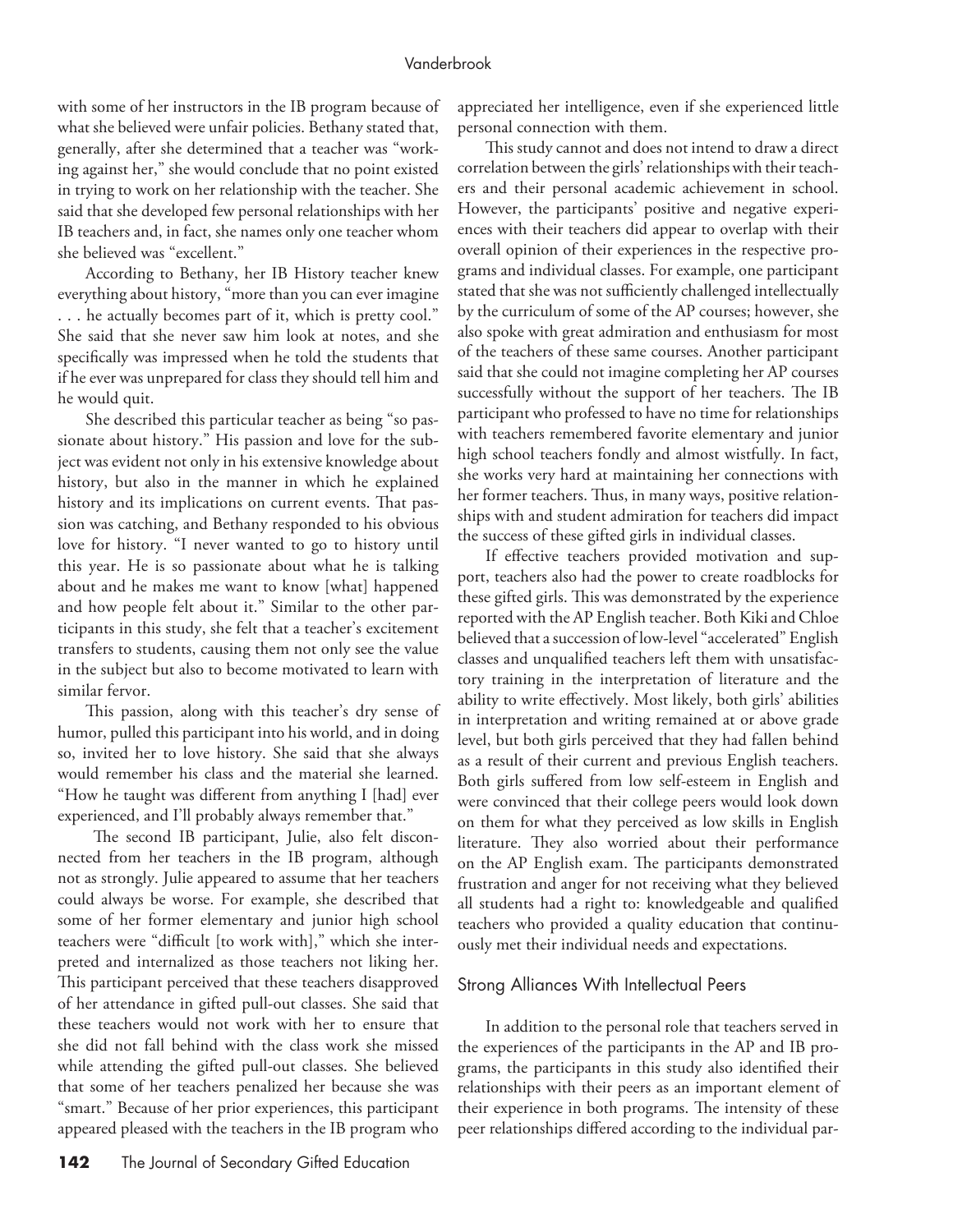with some of her instructors in the IB program because of what she believed were unfair policies. Bethany stated that, generally, after she determined that a teacher was "working against her," she would conclude that no point existed in trying to work on her relationship with the teacher. She said that she developed few personal relationships with her IB teachers and, in fact, she names only one teacher whom she believed was "excellent."

According to Bethany, her IB History teacher knew everything about history, "more than you can ever imagine . . . he actually becomes part of it, which is pretty cool." She said that she never saw him look at notes, and she specifically was impressed when he told the students that if he ever was unprepared for class they should tell him and he would quit.

She described this particular teacher as being "so passionate about history." His passion and love for the subject was evident not only in his extensive knowledge about history, but also in the manner in which he explained history and its implications on current events. That passion was catching, and Bethany responded to his obvious love for history. "I never wanted to go to history until this year. He is so passionate about what he is talking about and he makes me want to know [what] happened and how people felt about it." Similar to the other participants in this study, she felt that a teacher's excitement transfers to students, causing them not only see the value in the subject but also to become motivated to learn with similar fervor.

This passion, along with this teacher's dry sense of humor, pulled this participant into his world, and in doing so, invited her to love history. She said that she always would remember his class and the material she learned. "How he taught was different from anything I [had] ever experienced, and I'll probably always remember that."

The second IB participant, Julie, also felt disconnected from her teachers in the IB program, although not as strongly. Julie appeared to assume that her teachers could always be worse. For example, she described that some of her former elementary and junior high school teachers were "difficult [to work with]," which she interpreted and internalized as those teachers not liking her. This participant perceived that these teachers disapproved of her attendance in gifted pull-out classes. She said that these teachers would not work with her to ensure that she did not fall behind with the class work she missed while attending the gifted pull-out classes. She believed that some of her teachers penalized her because she was "smart." Because of her prior experiences, this participant appeared pleased with the teachers in the IB program who appreciated her intelligence, even if she experienced little personal connection with them.

This study cannot and does not intend to draw a direct correlation between the girls' relationships with their teachers and their personal academic achievement in school. However, the participants' positive and negative experiences with their teachers did appear to overlap with their overall opinion of their experiences in the respective programs and individual classes. For example, one participant stated that she was not sufficiently challenged intellectually by the curriculum of some of the AP courses; however, she also spoke with great admiration and enthusiasm for most of the teachers of these same courses. Another participant said that she could not imagine completing her AP courses successfully without the support of her teachers. The IB participant who professed to have no time for relationships with teachers remembered favorite elementary and junior high school teachers fondly and almost wistfully. In fact, she works very hard at maintaining her connections with her former teachers. Thus, in many ways, positive relationships with and student admiration for teachers did impact the success of these gifted girls in individual classes.

If effective teachers provided motivation and support, teachers also had the power to create roadblocks for these gifted girls. This was demonstrated by the experience reported with the AP English teacher. Both Kiki and Chloe believed that a succession of low-level "accelerated" English classes and unqualified teachers left them with unsatisfactory training in the interpretation of literature and the ability to write effectively. Most likely, both girls' abilities in interpretation and writing remained at or above grade level, but both girls perceived that they had fallen behind as a result of their current and previous English teachers. Both girls suffered from low self-esteem in English and were convinced that their college peers would look down on them for what they perceived as low skills in English literature. They also worried about their performance on the AP English exam. The participants demonstrated frustration and anger for not receiving what they believed all students had a right to: knowledgeable and qualified teachers who provided a quality education that continuously met their individual needs and expectations.

## Strong Alliances With Intellectual Peers

In addition to the personal role that teachers served in the experiences of the participants in the AP and IB programs, the participants in this study also identified their relationships with their peers as an important element of their experience in both programs. The intensity of these peer relationships differed according to the individual par-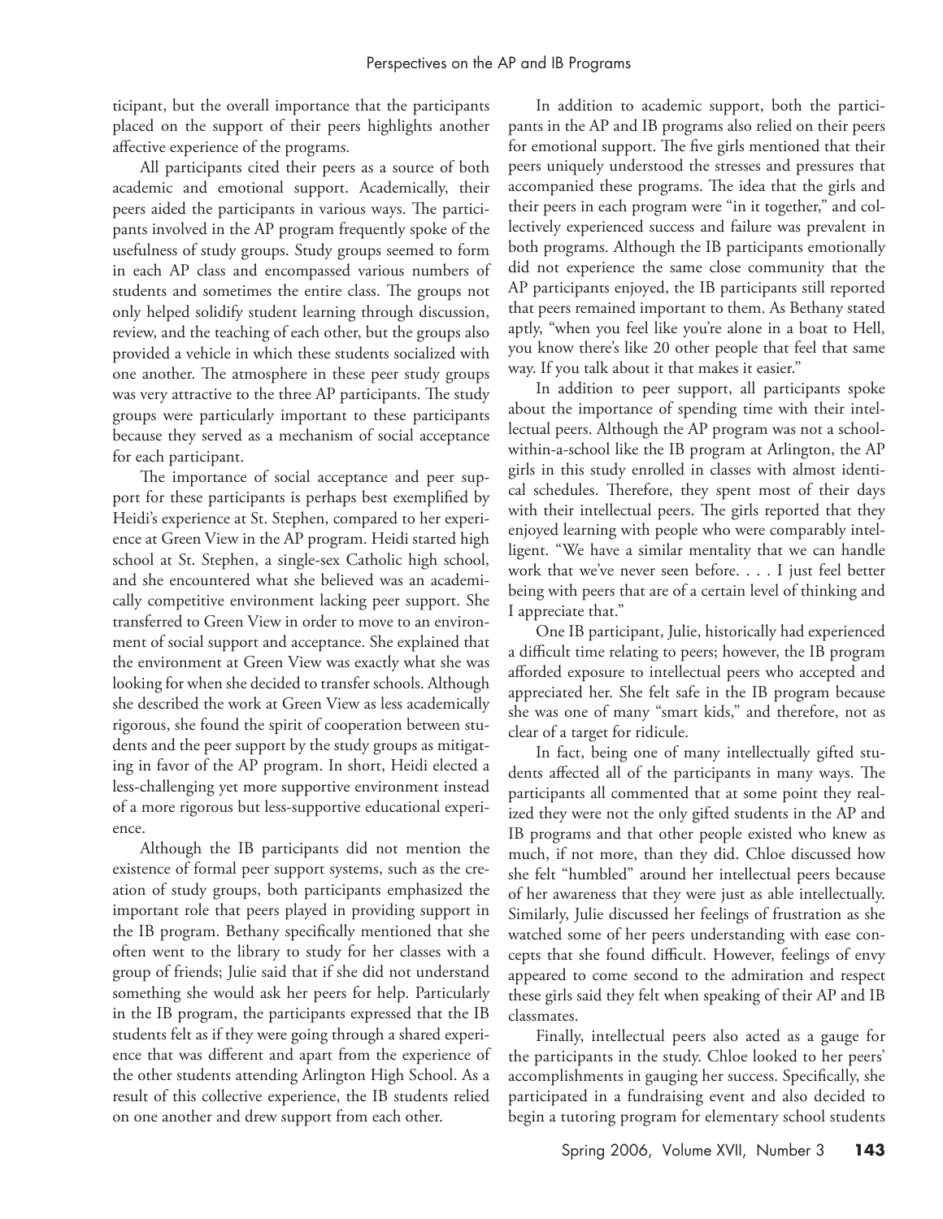ticipant, but the overall importance that the participants placed on the support of their peers highlights another affective experience of the programs.

All participants cited their peers as a source of both academic and emotional support. Academically, their peers aided the participants in various ways. The participants involved in the AP program frequently spoke of the usefulness of study groups. Study groups seemed to form in each AP class and encompassed various numbers of students and sometimes the entire class. The groups not only helped solidify student learning through discussion, review, and the teaching of each other, but the groups also provided a vehicle in which these students socialized with one another. The atmosphere in these peer study groups was very attractive to the three AP participants. The study groups were particularly important to these participants because they served as a mechanism of social acceptance for each participant.

The importance of social acceptance and peer support for these participants is perhaps best exemplified by Heidi's experience at St. Stephen, compared to her experience at Green View in the AP program. Heidi started high school at St. Stephen, a single-sex Catholic high school, and she encountered what she believed was an academically competitive environment lacking peer support. She transferred to Green View in order to move to an environment of social support and acceptance. She explained that the environment at Green View was exactly what she was looking for when she decided to transfer schools. Although she described the work at Green View as less academically rigorous, she found the spirit of cooperation between students and the peer support by the study groups as mitigating in favor of the AP program. In short, Heidi elected a less-challenging yet more supportive environment instead of a more rigorous but less-supportive educational experience.

Although the IB participants did not mention the existence of formal peer support systems, such as the creation of study groups, both participants emphasized the important role that peers played in providing support in the IB program. Bethany specifically mentioned that she often went to the library to study for her classes with a group of friends; Julie said that if she did not understand something she would ask her peers for help. Particularly in the IB program, the participants expressed that the IB students felt as if they were going through a shared experience that was different and apart from the experience of the other students attending Arlington High School. As a result of this collective experience, the IB students relied on one another and drew support from each other.

In addition to academic support, both the participants in the AP and IB programs also relied on their peers for emotional support. The five girls mentioned that their peers uniquely understood the stresses and pressures that accompanied these programs. The idea that the girls and their peers in each program were "in it together," and collectively experienced success and failure was prevalent in both programs. Although the IB participants emotionally did not experience the same close community that the AP participants enjoyed, the IB participants still reported that peers remained important to them. As Bethany stated aptly, "when you feel like you're alone in a boat to Hell, you know there's like 20 other people that feel that same way. If you talk about it that makes it easier."

In addition to peer support, all participants spoke about the importance of spending time with their intellectual peers. Although the AP program was not a school-within-a-school like the IB program at Arlington, the AP girls in this study enrolled in classes with almost identical schedules. Therefore, they spent most of their days with their intellectual peers. The girls reported that they enjoyed learning with people who were comparably intelligent. "We have a similar mentality that we can handle work that we've never seen before. . . . I just feel better being with peers that are of a certain level of thinking and I appreciate that."

One IB participant, Julie, historically had experienced a difficult time relating to peers; however, the IB program afforded exposure to intellectual peers who accepted and appreciated her. She felt safe in the IB program because she was one of many "smart kids," and therefore, not as clear of a target for ridicule.

In fact, being one of many intellectually gifted students affected all of the participants in many ways. The participants all commented that at some point they realized they were not the only gifted students in the AP and IB programs and that other people existed who knew as much, if not more, than they did. Chloe discussed how she felt "humbled" around her intellectual peers because of her awareness that they were just as able intellectually. Similarly, Julie discussed her feelings of frustration as she watched some of her peers understanding with ease concepts that she found difficult. However, feelings of envy appeared to come second to the admiration and respect these girls said they felt when speaking of their AP and IB classmates.

Finally, intellectual peers also acted as a gauge for the participants in the study. Chloe looked to her peers' accomplishments in gauging her success. Specifically, she participated in a fundraising event and also decided to begin a tutoring program for elementary school students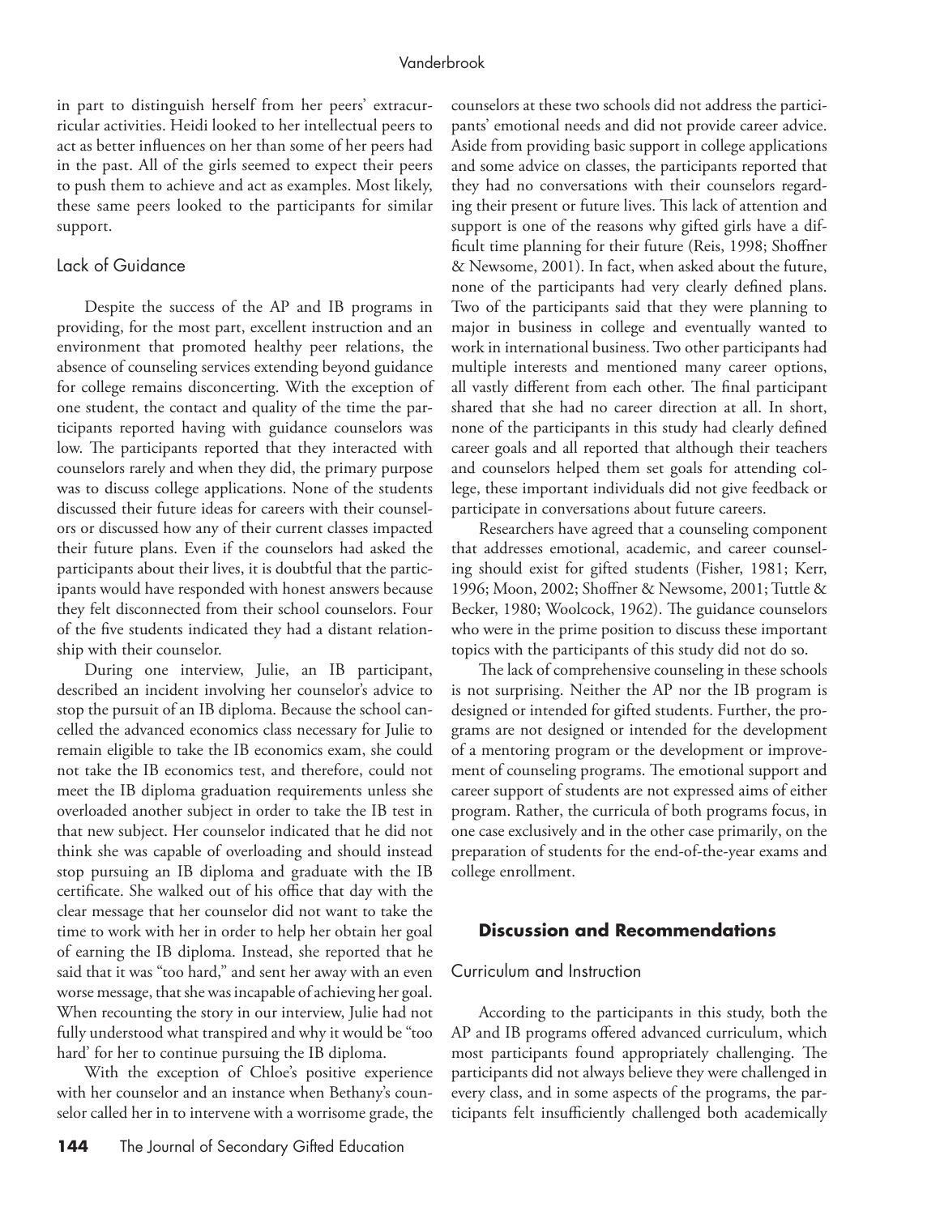in part to distinguish herself from her peers' extracurricular activities. Heidi looked to her intellectual peers to act as better influences on her than some of her peers had in the past. All of the girls seemed to expect their peers to push them to achieve and act as examples. Most likely, these same peers looked to the participants for similar support.

### Lack of Guidance

Despite the success of the AP and IB programs in providing, for the most part, excellent instruction and an environment that promoted healthy peer relations, the absence of counseling services extending beyond guidance for college remains disconcerting. With the exception of one student, the contact and quality of the time the participants reported having with guidance counselors was low. The participants reported that they interacted with counselors rarely and when they did, the primary purpose was to discuss college applications. None of the students discussed their future ideas for careers with their counselors or discussed how any of their current classes impacted their future plans. Even if the counselors had asked the participants about their lives, it is doubtful that the participants would have responded with honest answers because they felt disconnected from their school counselors. Four of the five students indicated they had a distant relationship with their counselor.

During one interview, Julie, an IB participant, described an incident involving her counselor's advice to stop the pursuit of an IB diploma. Because the school cancelled the advanced economics class necessary for Julie to remain eligible to take the IB economics exam, she could not take the IB economics test, and therefore, could not meet the IB diploma graduation requirements unless she overloaded another subject in order to take the IB test in that new subject. Her counselor indicated that he did not think she was capable of overloading and should instead stop pursuing an IB diploma and graduate with the IB certificate. She walked out of his office that day with the clear message that her counselor did not want to take the time to work with her in order to help her obtain her goal of earning the IB diploma. Instead, she reported that he said that it was "too hard," and sent her away with an even worse message, that she was incapable of achieving her goal. When recounting the story in our interview, Julie had not fully understood what transpired and why it would be "too hard' for her to continue pursuing the IB diploma.

With the exception of Chloe's positive experience with her counselor and an instance when Bethany's counselor called her in to intervene with a worrisome grade, the counselors at these two schools did not address the participants' emotional needs and did not provide career advice. Aside from providing basic support in college applications and some advice on classes, the participants reported that they had no conversations with their counselors regarding their present or future lives. This lack of attention and support is one of the reasons why gifted girls have a difficult time planning for their future (Reis, 1998; Shoffner & Newsome, 2001). In fact, when asked about the future, none of the participants had very clearly defined plans. Two of the participants said that they were planning to major in business in college and eventually wanted to work in international business. Two other participants had multiple interests and mentioned many career options, all vastly different from each other. The final participant shared that she had no career direction at all. In short, none of the participants in this study had clearly defined career goals and all reported that although their teachers and counselors helped them set goals for attending college, these important individuals did not give feedback or participate in conversations about future careers.

Researchers have agreed that a counseling component that addresses emotional, academic, and career counseling should exist for gifted students (Fisher, 1981; Kerr, 1996; Moon, 2002; Shoffner & Newsome, 2001; Tuttle & Becker, 1980; Woolcock, 1962). The guidance counselors who were in the prime position to discuss these important topics with the participants of this study did not do so.

The lack of comprehensive counseling in these schools is not surprising. Neither the AP nor the IB program is designed or intended for gifted students. Further, the programs are not designed or intended for the development of a mentoring program or the development or improvement of counseling programs. The emotional support and career support of students are not expressed aims of either program. Rather, the curricula of both programs focus, in one case exclusively and in the other case primarily, on the preparation of students for the end-of-the-year exams and college enrollment.

## Discussion and Recommendations

### Curriculum and Instruction

According to the participants in this study, both the AP and IB programs offered advanced curriculum, which most participants found appropriately challenging. The participants did not always believe they were challenged in every class, and in some aspects of the programs, the participants felt insufficiently challenged both academically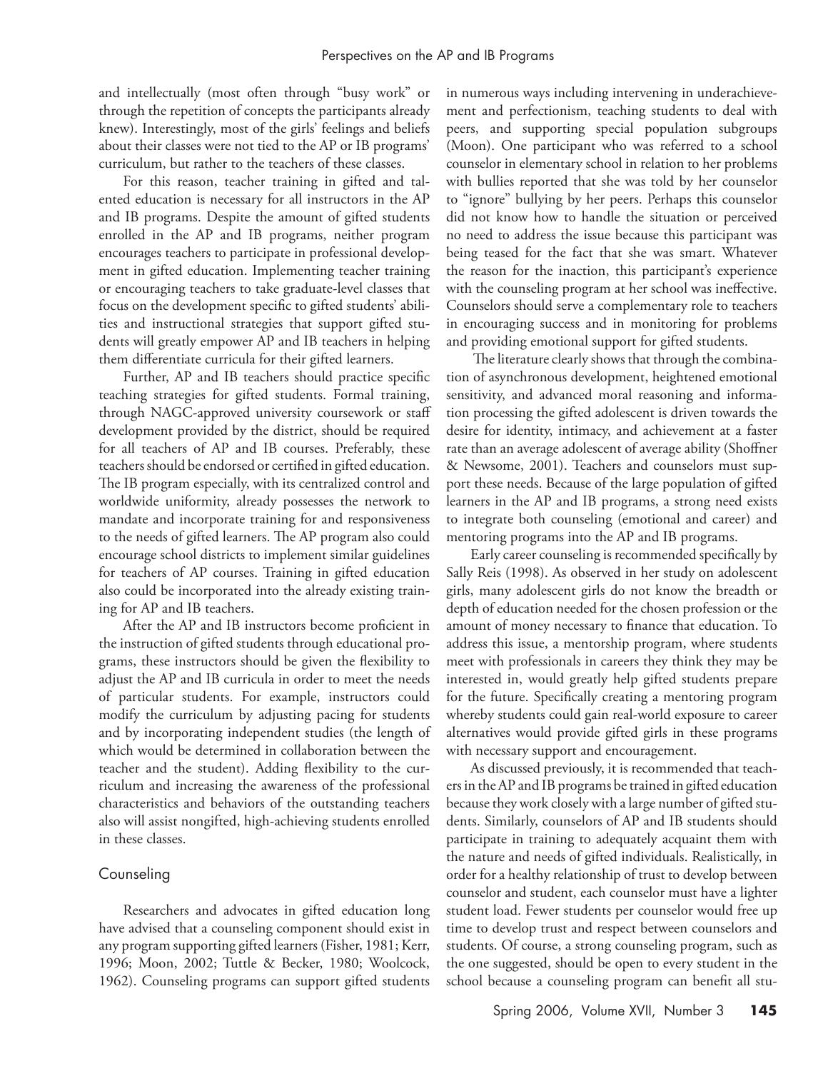and intellectually (most often through "busy work" or through the repetition of concepts the participants already knew). Interestingly, most of the girls' feelings and beliefs about their classes were not tied to the AP or IB programs' curriculum, but rather to the teachers of these classes.

For this reason, teacher training in gifted and talented education is necessary for all instructors in the AP and IB programs. Despite the amount of gifted students enrolled in the AP and IB programs, neither program encourages teachers to participate in professional development in gifted education. Implementing teacher training or encouraging teachers to take graduate-level classes that focus on the development specific to gifted students' abilities and instructional strategies that support gifted students will greatly empower AP and IB teachers in helping them differentiate curricula for their gifted learners.

Further, AP and IB teachers should practice specific teaching strategies for gifted students. Formal training, through NAGC-approved university coursework or staff development provided by the district, should be required for all teachers of AP and IB courses. Preferably, these teachers should be endorsed or certified in gifted education. The IB program especially, with its centralized control and worldwide uniformity, already possesses the network to mandate and incorporate training for and responsiveness to the needs of gifted learners. The AP program also could encourage school districts to implement similar guidelines for teachers of AP courses. Training in gifted education also could be incorporated into the already existing training for AP and IB teachers.

After the AP and IB instructors become proficient in the instruction of gifted students through educational programs, these instructors should be given the flexibility to adjust the AP and IB curricula in order to meet the needs of particular students. For example, instructors could modify the curriculum by adjusting pacing for students and by incorporating independent studies (the length of which would be determined in collaboration between the teacher and the student). Adding flexibility to the curriculum and increasing the awareness of the professional characteristics and behaviors of the outstanding teachers also will assist nongifted, high-achieving students enrolled in these classes.

## Counseling

Researchers and advocates in gifted education long have advised that a counseling component should exist in any program supporting gifted learners (Fisher, 1981; Kerr, 1996; Moon, 2002; Tuttle & Becker, 1980; Woolcock, 1962). Counseling programs can support gifted students in numerous ways including intervening in underachievement and perfectionism, teaching students to deal with peers, and supporting special population subgroups (Moon). One participant who was referred to a school counselor in elementary school in relation to her problems with bullies reported that she was told by her counselor to "ignore" bullying by her peers. Perhaps this counselor did not know how to handle the situation or perceived no need to address the issue because this participant was being teased for the fact that she was smart. Whatever the reason for the inaction, this participant's experience with the counseling program at her school was ineffective. Counselors should serve a complementary role to teachers in encouraging success and in monitoring for problems and providing emotional support for gifted students.

The literature clearly shows that through the combination of asynchronous development, heightened emotional sensitivity, and advanced moral reasoning and information processing the gifted adolescent is driven towards the desire for identity, intimacy, and achievement at a faster rate than an average adolescent of average ability (Shoffner & Newsome, 2001). Teachers and counselors must support these needs. Because of the large population of gifted learners in the AP and IB programs, a strong need exists to integrate both counseling (emotional and career) and mentoring programs into the AP and IB programs.

Early career counseling is recommended specifically by Sally Reis (1998). As observed in her study on adolescent girls, many adolescent girls do not know the breadth or depth of education needed for the chosen profession or the amount of money necessary to finance that education. To address this issue, a mentorship program, where students meet with professionals in careers they think they may be interested in, would greatly help gifted students prepare for the future. Specifically creating a mentoring program whereby students could gain real-world exposure to career alternatives would provide gifted girls in these programs with necessary support and encouragement.

As discussed previously, it is recommended that teachers in the AP and IB programs be trained in gifted education because they work closely with a large number of gifted students. Similarly, counselors of AP and IB students should participate in training to adequately acquaint them with the nature and needs of gifted individuals. Realistically, in order for a healthy relationship of trust to develop between counselor and student, each counselor must have a lighter student load. Fewer students per counselor would free up time to develop trust and respect between counselors and students. Of course, a strong counseling program, such as the one suggested, should be open to every student in the school because a counseling program can benefit all stu-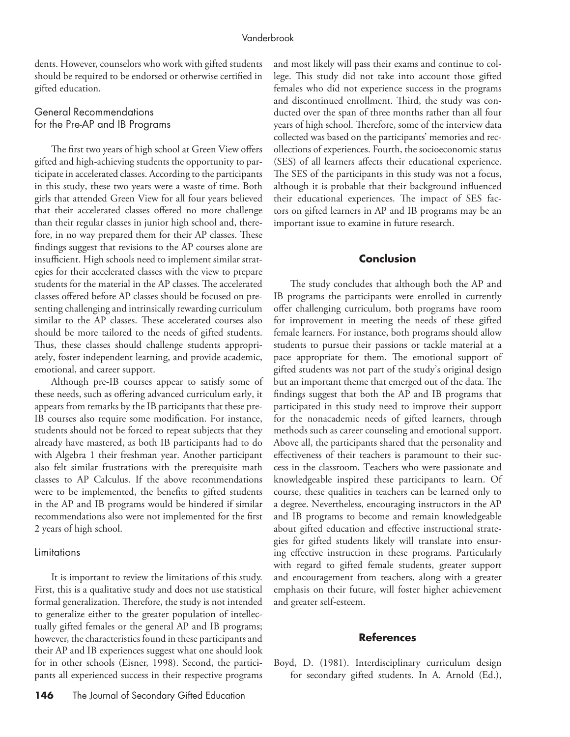dents. However, counselors who work with gifted students should be required to be endorsed or otherwise certified in gifted education.

### General Recommendations for the Pre-AP and IB Programs

The first two years of high school at Green View offers gifted and high-achieving students the opportunity to participate in accelerated classes. According to the participants in this study, these two years were a waste of time. Both girls that attended Green View for all four years believed that their accelerated classes offered no more challenge than their regular classes in junior high school and, therefore, in no way prepared them for their AP classes. These findings suggest that revisions to the AP courses alone are insufficient. High schools need to implement similar strategies for their accelerated classes with the view to prepare students for the material in the AP classes. The accelerated classes offered before AP classes should be focused on presenting challenging and intrinsically rewarding curriculum similar to the AP classes. These accelerated courses also should be more tailored to the needs of gifted students. Thus, these classes should challenge students appropriately, foster independent learning, and provide academic, emotional, and career support.

Although pre-IB courses appear to satisfy some of these needs, such as offering advanced curriculum early, it appears from remarks by the IB participants that these pre-IB courses also require some modification. For instance, students should not be forced to repeat subjects that they already have mastered, as both IB participants had to do with Algebra 1 their freshman year. Another participant also felt similar frustrations with the prerequisite math classes to AP Calculus. If the above recommendations were to be implemented, the benefits to gifted students in the AP and IB programs would be hindered if similar recommendations also were not implemented for the first 2 years of high school.

### Limitations

It is important to review the limitations of this study. First, this is a qualitative study and does not use statistical formal generalization. Therefore, the study is not intended to generalize either to the greater population of intellectually gifted females or the general AP and IB programs; however, the characteristics found in these participants and their AP and IB experiences suggest what one should look for in other schools (Eisner, 1998). Second, the participants all experienced success in their respective programs and most likely will pass their exams and continue to college. This study did not take into account those gifted females who did not experience success in the programs and discontinued enrollment. Third, the study was conducted over the span of three months rather than all four years of high school. Therefore, some of the interview data collected was based on the participants' memories and recollections of experiences. Fourth, the socioeconomic status (SES) of all learners affects their educational experience. The SES of the participants in this study was not a focus, although it is probable that their background influenced their educational experiences. The impact of SES factors on gifted learners in AP and IB programs may be an important issue to examine in future research.

## Conclusion

The study concludes that although both the AP and IB programs the participants were enrolled in currently offer challenging curriculum, both programs have room for improvement in meeting the needs of these gifted female learners. For instance, both programs should allow students to pursue their passions or tackle material at a pace appropriate for them. The emotional support of gifted students was not part of the study's original design but an important theme that emerged out of the data. The findings suggest that both the AP and IB programs that participated in this study need to improve their support for the nonacademic needs of gifted learners, through methods such as career counseling and emotional support. Above all, the participants shared that the personality and effectiveness of their teachers is paramount to their success in the classroom. Teachers who were passionate and knowledgeable inspired these participants to learn. Of course, these qualities in teachers can be learned only to a degree. Nevertheless, encouraging instructors in the AP and IB programs to become and remain knowledgeable about gifted education and effective instructional strategies for gifted students likely will translate into ensuring effective instruction in these programs. Particularly with regard to gifted female students, greater support and encouragement from teachers, along with a greater emphasis on their future, will foster higher achievement and greater self-esteem.

## References

Boyd, D. (1981). Interdisciplinary curriculum design for secondary gifted students. In A. Arnold (Ed.),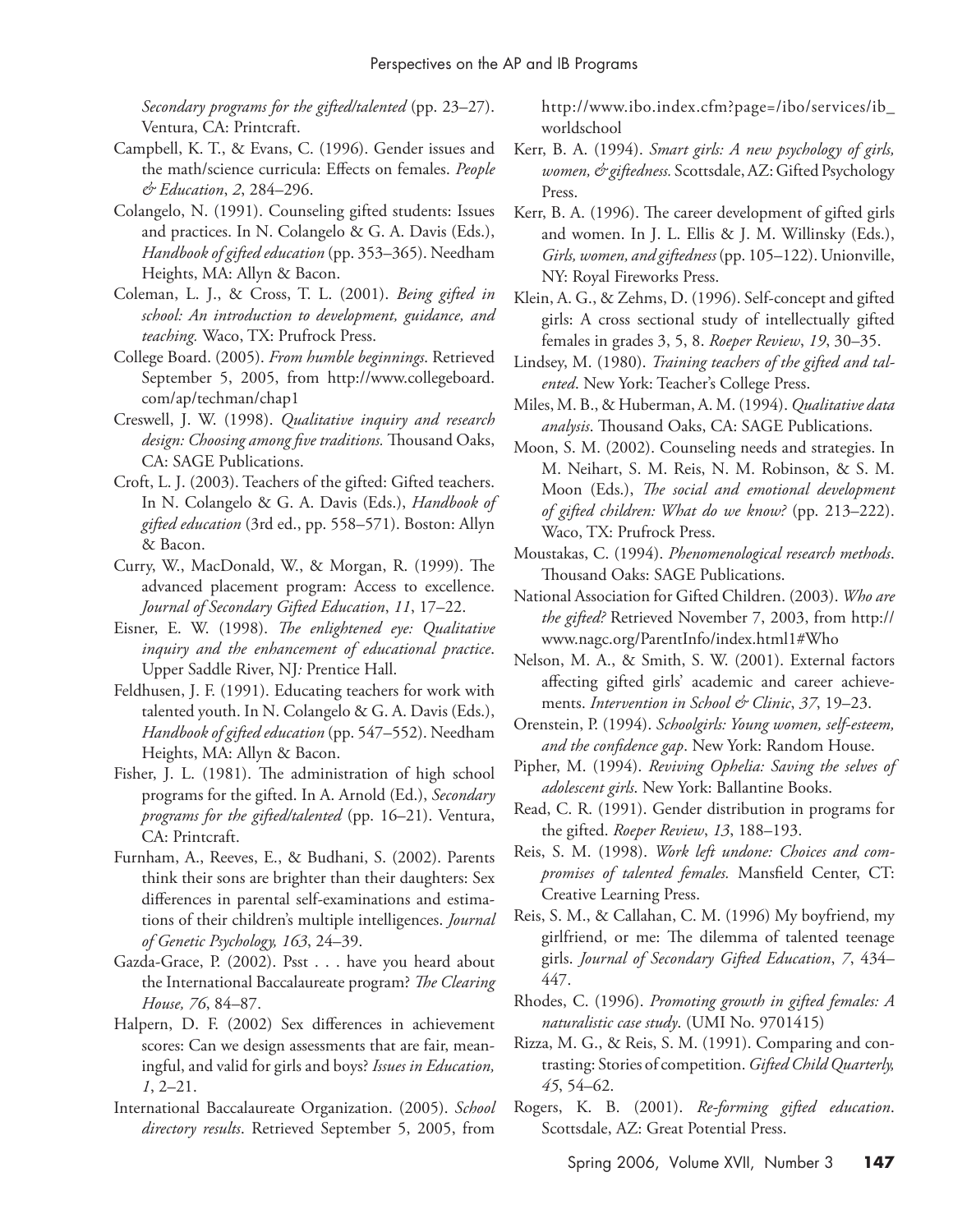*Secondary programs for the gifted/talented* (pp. 23–27). Ventura, CA: Printcraft.

Campbell, K. T., & Evans, C. (1996). Gender issues and the math/science curricula: Effects on females. *People & Education*, *2*, 284–296.

Colangelo, N. (1991). Counseling gifted students: Issues and practices. In N. Colangelo & G. A. Davis (Eds.), *Handbook of gifted education* (pp. 353–365). Needham Heights, MA: Allyn & Bacon.

Coleman, L. J., & Cross, T. L. (2001). *Being gifted in school: An introduction to development, guidance, and teaching.* Waco, TX: Prufrock Press.

College Board. (2005). *From humble beginnings*. Retrieved September 5, 2005, from http://www.collegeboard.com/ap/techman/chap1

Creswell, J. W. (1998). *Qualitative inquiry and research design: Choosing among five traditions.* Thousand Oaks, CA: SAGE Publications.

Croft, L. J. (2003). Teachers of the gifted: Gifted teachers. In N. Colangelo & G. A. Davis (Eds.), *Handbook of gifted education* (3rd ed., pp. 558–571). Boston: Allyn & Bacon.

Curry, W., MacDonald, W., & Morgan, R. (1999). The advanced placement program: Access to excellence. *Journal of Secondary Gifted Education*, *11*, 17–22.

Eisner, E. W. (1998). *The enlightened eye: Qualitative inquiry and the enhancement of educational practice*. Upper Saddle River, NJ: Prentice Hall.

Feldhusen, J. F. (1991). Educating teachers for work with talented youth. In N. Colangelo & G. A. Davis (Eds.), *Handbook of gifted education* (pp. 547–552). Needham Heights, MA: Allyn & Bacon.

Fisher, J. L. (1981). The administration of high school programs for the gifted. In A. Arnold (Ed.), *Secondary programs for the gifted/talented* (pp. 16–21). Ventura, CA: Printcraft.

Furnham, A., Reeves, E., & Budhani, S. (2002). Parents think their sons are brighter than their daughters: Sex differences in parental self-examinations and estimations of their children's multiple intelligences. *Journal of Genetic Psychology, 163*, 24–39.

Gazda-Grace, P. (2002). Psst . . . have you heard about the International Baccalaureate program? *The Clearing House, 76*, 84–87.

Halpern, D. F. (2002) Sex differences in achievement scores: Can we design assessments that are fair, meaningful, and valid for girls and boys? *Issues in Education, 1*, 2–21.

International Baccalaureate Organization. (2005). *School directory results*. Retrieved September 5, 2005, from http://www.ibo.index.cfm?page=/ibo/services/ib_worldschool

Kerr, B. A. (1994). *Smart girls: A new psychology of girls, women, & giftedness.* Scottsdale, AZ: Gifted Psychology Press.

Kerr, B. A. (1996). The career development of gifted girls and women. In J. L. Ellis & J. M. Willinsky (Eds.), *Girls, women, and giftedness* (pp. 105–122). Unionville, NY: Royal Fireworks Press.

Klein, A. G., & Zehms, D. (1996). Self-concept and gifted girls: A cross sectional study of intellectually gifted females in grades 3, 5, 8. *Roeper Review*, *19*, 30–35.

Lindsey, M. (1980). *Training teachers of the gifted and talented*. New York: Teacher's College Press.

Miles, M. B., & Huberman, A. M. (1994). *Qualitative data analysis*. Thousand Oaks, CA: SAGE Publications.

Moon, S. M. (2002). Counseling needs and strategies. In M. Neihart, S. M. Reis, N. M. Robinson, & S. M. Moon (Eds.), *The social and emotional development of gifted children: What do we know?* (pp. 213–222). Waco, TX: Prufrock Press.

Moustakas, C. (1994). *Phenomenological research methods*. Thousand Oaks: SAGE Publications.

National Association for Gifted Children. (2003). *Who are the gifted?* Retrieved November 7, 2003, from http://www.nagc.org/ParentInfo/index.html1#Who

Nelson, M. A., & Smith, S. W. (2001). External factors affecting gifted girls' academic and career achievements. *Intervention in School & Clinic*, *37*, 19–23.

Orenstein, P. (1994). *Schoolgirls: Young women, self-esteem, and the confidence gap*. New York: Random House.

Pipher, M. (1994). *Reviving Ophelia: Saving the selves of adolescent girls*. New York: Ballantine Books.

Read, C. R. (1991). Gender distribution in programs for the gifted. *Roeper Review*, *13*, 188–193.

Reis, S. M. (1998). *Work left undone: Choices and compromises of talented females.* Mansfield Center, CT: Creative Learning Press.

Reis, S. M., & Callahan, C. M. (1996) My boyfriend, my girlfriend, or me: The dilemma of talented teenage girls. *Journal of Secondary Gifted Education*, *7*, 434–447.

Rhodes, C. (1996). *Promoting growth in gifted females: A naturalistic case study*. (UMI No. 9701415)

Rizza, M. G., & Reis, S. M. (1991). Comparing and contrasting: Stories of competition. *Gifted Child Quarterly, 45*, 54–62.

Rogers, K. B. (2001). *Re-forming gifted education*. Scottsdale, AZ: Great Potential Press.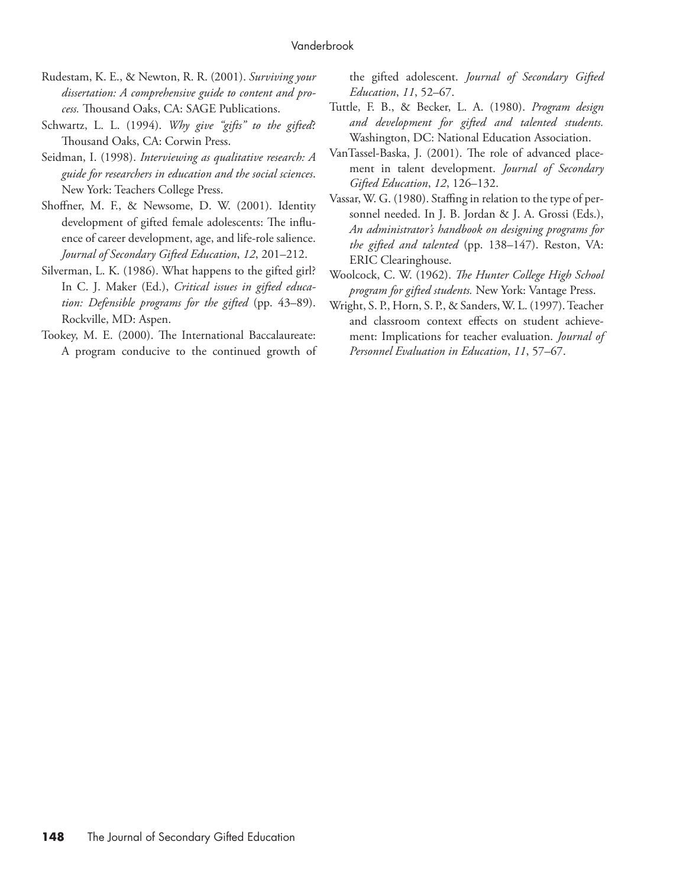Rudestam, K. E., & Newton, R. R. (2001). *Surviving your dissertation: A comprehensive guide to content and process.* Thousand Oaks, CA: SAGE Publications.

Schwartz, L. L. (1994). *Why give "gifts" to the gifted*? Thousand Oaks, CA: Corwin Press.

Seidman, I. (1998). *Interviewing as qualitative research: A guide for researchers in education and the social sciences*. New York: Teachers College Press.

Shoffner, M. F., & Newsome, D. W. (2001). Identity development of gifted female adolescents: The influence of career development, age, and life-role salience. *Journal of Secondary Gifted Education*, *12*, 201–212.

Silverman, L. K. (1986). What happens to the gifted girl? In C. J. Maker (Ed.), *Critical issues in gifted education: Defensible programs for the gifted* (pp. 43–89). Rockville, MD: Aspen.

Tookey, M. E. (2000). The International Baccalaureate: A program conducive to the continued growth of the gifted adolescent. *Journal of Secondary Gifted Education*, *11*, 52–67.

Tuttle, F. B., & Becker, L. A. (1980). *Program design and development for gifted and talented students.* Washington, DC: National Education Association.

VanTassel-Baska, J. (2001). The role of advanced placement in talent development. *Journal of Secondary Gifted Education*, *12*, 126–132.

Vassar, W. G. (1980). Staffing in relation to the type of personnel needed. In J. B. Jordan & J. A. Grossi (Eds.), *An administrator's handbook on designing programs for the gifted and talented* (pp. 138–147). Reston, VA: ERIC Clearinghouse.

Woolcock, C. W. (1962). *The Hunter College High School program for gifted students.* New York: Vantage Press.

Wright, S. P., Horn, S. P., & Sanders, W. L. (1997). Teacher and classroom context effects on student achievement: Implications for teacher evaluation. *Journal of Personnel Evaluation in Education*, *11*, 57–67.